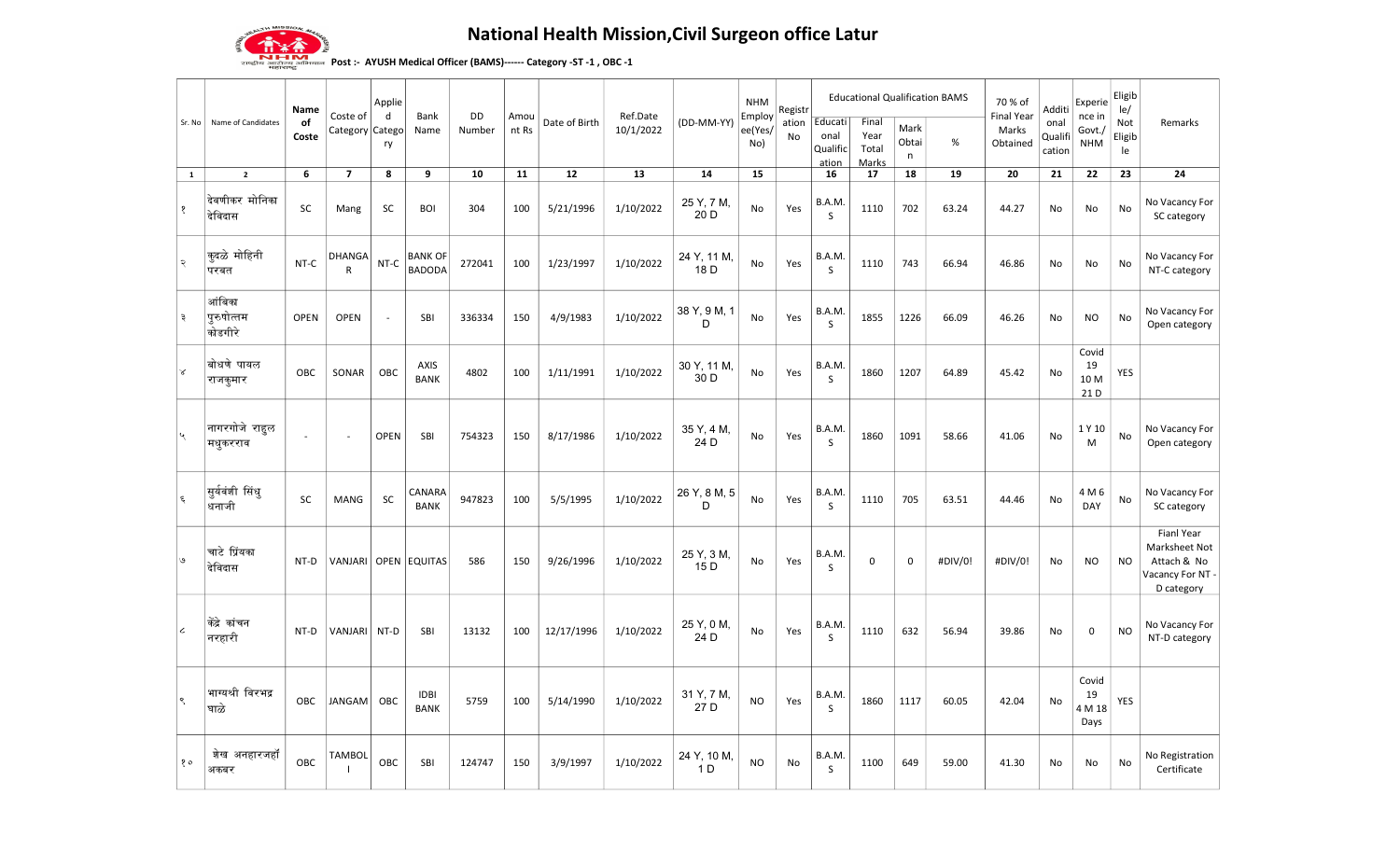# National Health Mission,Civil Surgeon office Latur

**Post :- AYUSH Medical Officer (BAMS)------ Category -ST -1 , OBC -1**

| Sr. No | Name of Candidates | Name of Coste | Coste of Category | Applied Category | Bank Name | DD Number | Amount Rs | Date of Birth | Ref.Date 10/1/2022 | (DD-MM-YY) | NHM Employee(Yes/No) | Registration No | Educational Qualification BAMS | | | | 70 % of Final Year Marks Obtained | Additional Qualification | Experience in Govt./ NHM | Eligible/ Not Eligible | Remarks |
|---|---|---|---|---|---|---|---|---|---|---|---|---|---|---|---|---|---|---|---|---|---|
| | | | | | | | | | | | | | Educational Qualification | Final Year Total Marks | Mark Obtain | % | | | | | |
| 1 | 2 | 6 | 7 | 8 | 9 | 10 | 11 | 12 | 13 | 14 | 15 | | 16 | 17 | 18 | 19 | 20 | 21 | 22 | 23 | 24 |
| १ | देवणीकर मोनिका देविदास | SC | Mang | SC | BOI | 304 | 100 | 5/21/1996 | 1/10/2022 | 25 Y, 7 M, 20 D | No | Yes | B.A.M.S | 1110 | 702 | 63.24 | 44.27 | No | No | No | No Vacancy For SC category |
| २ | कुदळे मोहिनी परवत | NT-C | DHANGAR | NT-C | BANK OF BADODA | 272041 | 100 | 1/23/1997 | 1/10/2022 | 24 Y, 11 M, 18 D | No | Yes | B.A.M.S | 1110 | 743 | 66.94 | 46.86 | No | No | No | No Vacancy For NT-C category |
| ३ | आंबिका पुरुषोत्तम कोडगीरे | OPEN | OPEN | - | SBI | 336334 | 150 | 4/9/1983 | 1/10/2022 | 38 Y, 9 M, 1 D | No | Yes | B.A.M.S | 1855 | 1226 | 66.09 | 46.26 | No | NO | No | No Vacancy For Open category |
| ४ | बोधणे पायल राजकुमार | OBC | SONAR | OBC | AXIS BANK | 4802 | 100 | 1/11/1991 | 1/10/2022 | 30 Y, 11 M, 30 D | No | Yes | B.A.M.S | 1860 | 1207 | 64.89 | 45.42 | No | Covid 19 10 M 21 D | YES | |
| ५ | नागरगोजे राहुल मधुकरराव | - | - | OPEN | SBI | 754323 | 150 | 8/17/1986 | 1/10/2022 | 35 Y, 4 M, 24 D | No | Yes | B.A.M.S | 1860 | 1091 | 58.66 | 41.06 | No | 1 Y 10 M | No | No Vacancy For Open category |
| ६ | सुर्यवंशी सिंधु धनाजी | SC | MANG | SC | CANARA BANK | 947823 | 100 | 5/5/1995 | 1/10/2022 | 26 Y, 8 M, 5 D | No | Yes | B.A.M.S | 1110 | 705 | 63.51 | 44.46 | No | 4 M 6 DAY | No | No Vacancy For SC category |
| ७ | चाटे प्रियंका देविदास | NT-D | VANJARI | OPEN | EQUITAS | 586 | 150 | 9/26/1996 | 1/10/2022 | 25 Y, 3 M, 15 D | No | Yes | B.A.M.S | 0 | 0 | #DIV/0! | #DIV/0! | No | NO | NO | Fianl Year Marksheet Not Attach & No Vacancy For NT - D category |
| ८ | केंद्रे कांचन नरहारी | NT-D | VANJARI | NT-D | SBI | 13132 | 100 | 12/17/1996 | 1/10/2022 | 25 Y, 0 M, 24 D | No | Yes | B.A.M.S | 1110 | 632 | 56.94 | 39.86 | No | 0 | NO | No Vacancy For NT-D category |
| ९ | भाग्यश्री विरभद्र घाळे | OBC | JANGAM | OBC | IDBI BANK | 5759 | 100 | 5/14/1990 | 1/10/2022 | 31 Y, 7 M, 27 D | NO | Yes | B.A.M.S | 1860 | 1117 | 60.05 | 42.04 | No | Covid 19 4 M 18 Days | YES | |
| १० | शेख अनहारजहाँ अकबर | OBC | TAMBOLI | OBC | SBI | 124747 | 150 | 3/9/1997 | 1/10/2022 | 24 Y, 10 M, 1 D | NO | No | B.A.M.S | 1100 | 649 | 59.00 | 41.30 | No | No | No | No Registration Certificate |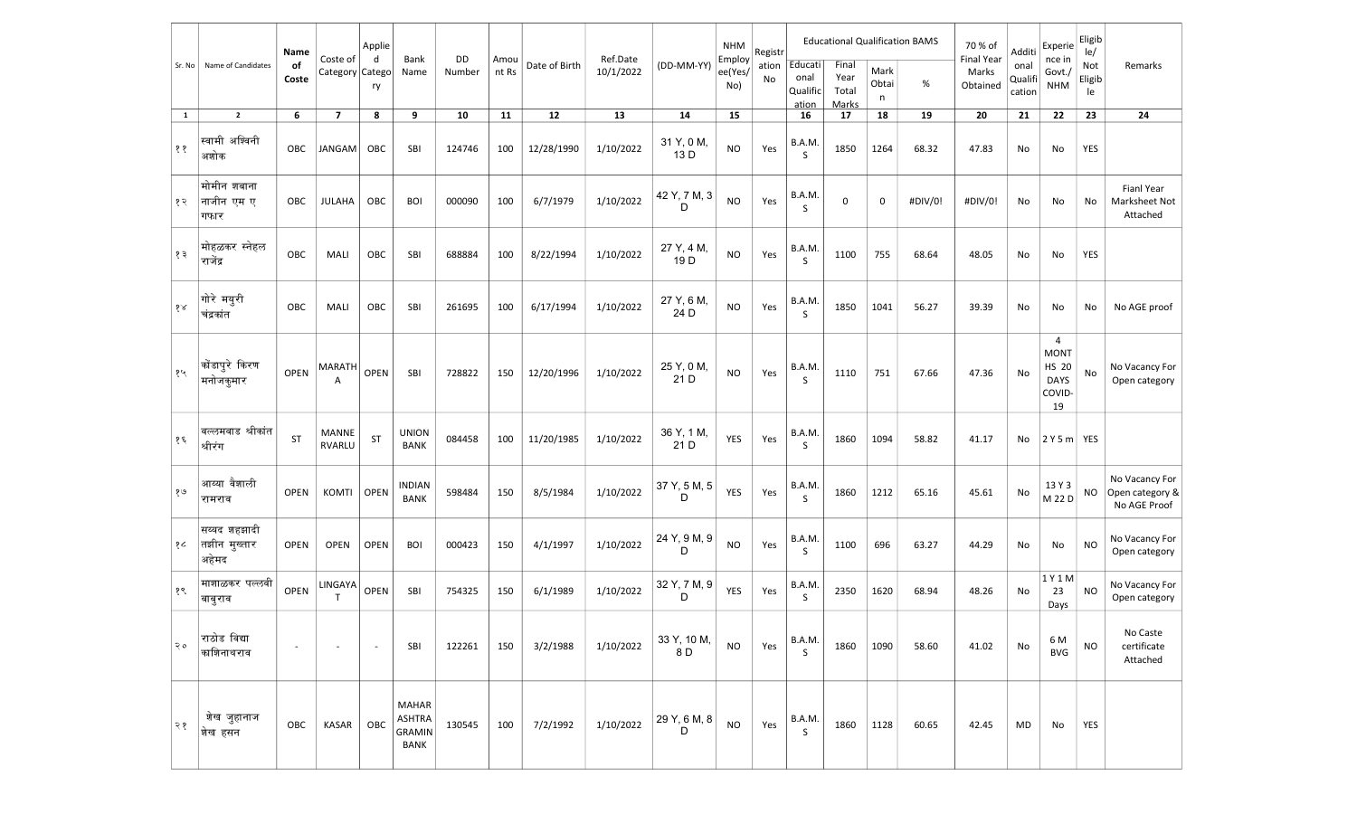| Sr. No | Name of Candidates | Name of Coste | Coste of Category | Applied Category | Bank Name | DD Number | Amount Rs | Date of Birth | Ref.Date 10/1/2022 | (DD-MM-YY) | NHM Employee(Yes/No) | Registration No | Educational Qualification BAMS | | | | 70 % of Final Year Marks Obtained | Additional Qualification | Experience in Govt./ NHM | Eligible/ Not Eligible | Remarks |
|---|---|---|---|---|---|---|---|---|---|---|---|---|---|---|---|---|---|---|---|---|---|
| | | | | | | | | | | | | | Educational Qualification | Final Year Total Marks | Mark Obtain | % | | | | | |
| 1 | 2 | 6 | 7 | 8 | 9 | 10 | 11 | 12 | 13 | 14 | 15 | | 16 | 17 | 18 | 19 | 20 | 21 | 22 | 23 | 24 |
| ११ | स्वामी अश्विनी अशोक | OBC | JANGAM | OBC | SBI | 124746 | 100 | 12/28/1990 | 1/10/2022 | 31 Y, 0 M, 13 D | NO | Yes | B.A.M.S | 1850 | 1264 | 68.32 | 47.83 | No | No | YES | |
| १२ | मोमीन शबाना नाजीन एम ए गफार | OBC | JULAHA | OBC | BOI | 000090 | 100 | 6/7/1979 | 1/10/2022 | 42 Y, 7 M, 3 D | NO | Yes | B.A.M.S | 0 | 0 | #DIV/0! | #DIV/0! | No | No | No | Fianl Year Marksheet Not Attached |
| १३ | मोहळकर स्नेहल राजेंद्र | OBC | MALI | OBC | SBI | 688884 | 100 | 8/22/1994 | 1/10/2022 | 27 Y, 4 M, 19 D | NO | Yes | B.A.M.S | 1100 | 755 | 68.64 | 48.05 | No | No | YES | |
| १४ | गोरे मयुरी चंद्रकांत | OBC | MALI | OBC | SBI | 261695 | 100 | 6/17/1994 | 1/10/2022 | 27 Y, 6 M, 24 D | NO | Yes | B.A.M.S | 1850 | 1041 | 56.27 | 39.39 | No | No | No | No AGE proof |
| १५ | कोंडापुरे किरण मनोजकुमार | OPEN | MARATHA | OPEN | SBI | 728822 | 150 | 12/20/1996 | 1/10/2022 | 25 Y, 0 M, 21 D | NO | Yes | B.A.M.S | 1110 | 751 | 67.66 | 47.36 | No | 4 MONTHS 20 DAYS COVID-19 | No | No Vacancy For Open category |
| १६ | बल्लमवाड श्रीकांत श्रीरंग | ST | MANNE RVARLU | ST | UNION BANK | 084458 | 100 | 11/20/1985 | 1/10/2022 | 36 Y, 1 M, 21 D | YES | Yes | B.A.M.S | 1860 | 1094 | 58.82 | 41.17 | No | 2 Y 5 m | YES | |
| १७ | आव्या वैशाली रामराव | OPEN | KOMTI | OPEN | INDIAN BANK | 598484 | 150 | 8/5/1984 | 1/10/2022 | 37 Y, 5 M, 5 D | YES | Yes | B.A.M.S | 1860 | 1212 | 65.16 | 45.61 | No | 13 Y 3 M 22 D | NO | No Vacancy For Open category & No AGE Proof |
| १८ | सय्यद शहझादी तझीन मुख्तार अहेमद | OPEN | OPEN | OPEN | BOI | 000423 | 150 | 4/1/1997 | 1/10/2022 | 24 Y, 9 M, 9 D | NO | Yes | B.A.M.S | 1100 | 696 | 63.27 | 44.29 | No | No | NO | No Vacancy For Open category |
| १९ | माशाळकर पल्लवी बाबुराव | OPEN | LINGAYAT | OPEN | SBI | 754325 | 150 | 6/1/1989 | 1/10/2022 | 32 Y, 7 M, 9 D | YES | Yes | B.A.M.S | 2350 | 1620 | 68.94 | 48.26 | No | 1 Y 1 M 23 Days | NO | No Vacancy For Open category |
| २० | राठोड विद्या काशिनाथराव | - | - | - | SBI | 122261 | 150 | 3/2/1988 | 1/10/2022 | 33 Y, 10 M, 8 D | NO | Yes | B.A.M.S | 1860 | 1090 | 58.60 | 41.02 | No | 6 M BVG | NO | No Caste certificate Attached |
| २१ | शेख जुहानाज शेख हसन | OBC | KASAR | OBC | MAHARASHTRA GRAMIN BANK | 130545 | 100 | 7/2/1992 | 1/10/2022 | 29 Y, 6 M, 8 D | NO | Yes | B.A.M.S | 1860 | 1128 | 60.65 | 42.45 | MD | No | YES | |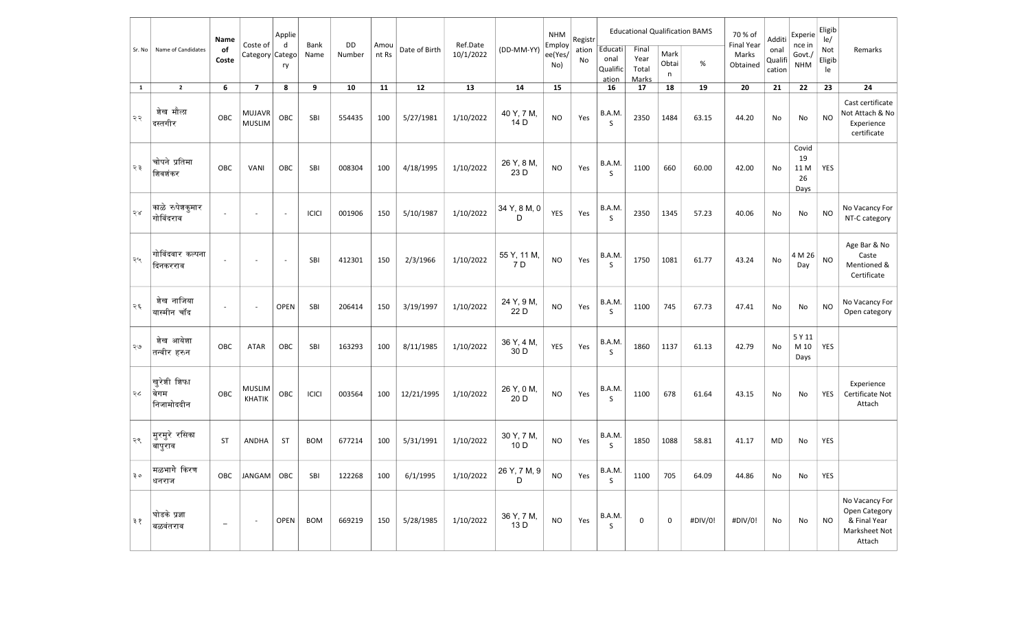| Sr. No | Name of Candidates | Name of Coste | Coste of Category | Applied Category | Bank Name | DD Number | Amount Rs | Date of Birth | Ref.Date 10/1/2022 | (DD-MM-YY) | NHM Employee(Yes/No) | Registration No | Educational Qualification BAMS | | | | 70 % of Final Year Marks Obtained | Additional Qualification | Experience in Govt./ NHM | Eligible/ Not Eligible | Remarks |
|---|---|---|---|---|---|---|---|---|---|---|---|---|---|---|---|---|---|---|---|---|---|
| | | | | | | | | | | | | | Educational Qualification | Final Year Total Marks | Mark Obtain | % | | | | | |
| 1 | 2 | 6 | 7 | 8 | 9 | 10 | 11 | 12 | 13 | 14 | 15 | | 16 | 17 | 18 | 19 | 20 | 21 | 22 | 23 | 24 |
| २२ | शेख मौला दस्तगीर | OBC | MUJAVR MUSLIM | OBC | SBI | 554435 | 100 | 5/27/1981 | 1/10/2022 | 40 Y, 7 M, 14 D | NO | Yes | B.A.M.S | 2350 | 1484 | 63.15 | 44.20 | No | No | NO | Cast certificate Not Attach & No Experience certificate |
| २३ | चोपने प्रतिमा शिवशंकर | OBC | VANI | OBC | SBI | 008304 | 100 | 4/18/1995 | 1/10/2022 | 26 Y, 8 M, 23 D | NO | Yes | B.A.M.S | 1100 | 660 | 60.00 | 42.00 | No | Covid 19 11 M 26 Days | YES | |
| २४ | काळे रुपेशकुमार गोविंदराव | - | - | - | ICICI | 001906 | 150 | 5/10/1987 | 1/10/2022 | 34 Y, 8 M, 0 D | YES | Yes | B.A.M.S | 2350 | 1345 | 57.23 | 40.06 | No | No | NO | No Vacancy For NT-C category |
| २५ | गोविंदवार कल्पना दिनकरराव | - | - | - | SBI | 412301 | 150 | 2/3/1966 | 1/10/2022 | 55 Y, 11 M, 7 D | NO | Yes | B.A.M.S | 1750 | 1081 | 61.77 | 43.24 | No | 4 M 26 Day | NO | Age Bar & No Caste Mentioned & Certificate |
| २६ | शेख नाजिया यास्मीन चाँद | - | - | OPEN | SBI | 206414 | 150 | 3/19/1997 | 1/10/2022 | 24 Y, 9 M, 22 D | NO | Yes | B.A.M.S | 1100 | 745 | 67.73 | 47.41 | No | No | NO | No Vacancy For Open category |
| २७ | शेख आयेशा तन्वीर हरुन | OBC | ATAR | OBC | SBI | 163293 | 100 | 8/11/1985 | 1/10/2022 | 36 Y, 4 M, 30 D | YES | Yes | B.A.M.S | 1860 | 1137 | 61.13 | 42.79 | No | 5 Y 11 M 10 Days | YES | |
| २८ | खुरेशी शिफा बेगम निजामोददीन | OBC | MUSLIM KHATIK | OBC | ICICI | 003564 | 100 | 12/21/1995 | 1/10/2022 | 26 Y, 0 M, 20 D | NO | Yes | B.A.M.S | 1100 | 678 | 61.64 | 43.15 | No | No | YES | Experience Certificate Not Attach |
| २९ | मुरमुरे रसिका बापुराव | ST | ANDHA | ST | BOM | 677214 | 100 | 5/31/1991 | 1/10/2022 | 30 Y, 7 M, 10 D | NO | Yes | B.A.M.S | 1850 | 1088 | 58.81 | 41.17 | MD | No | YES | |
| ३० | मळभागे किरण धनराज | OBC | JANGAM | OBC | SBI | 122268 | 100 | 6/1/1995 | 1/10/2022 | 26 Y, 7 M, 9 D | NO | Yes | B.A.M.S | 1100 | 705 | 64.09 | 44.86 | No | No | YES | |
| ३१ | घोडके प्रज्ञा बळवंतराव | – | - | OPEN | BOM | 669219 | 150 | 5/28/1985 | 1/10/2022 | 36 Y, 7 M, 13 D | NO | Yes | B.A.M.S | 0 | 0 | #DIV/0! | #DIV/0! | No | No | NO | No Vacancy For Open Category & Final Year Marksheet Not Attach |